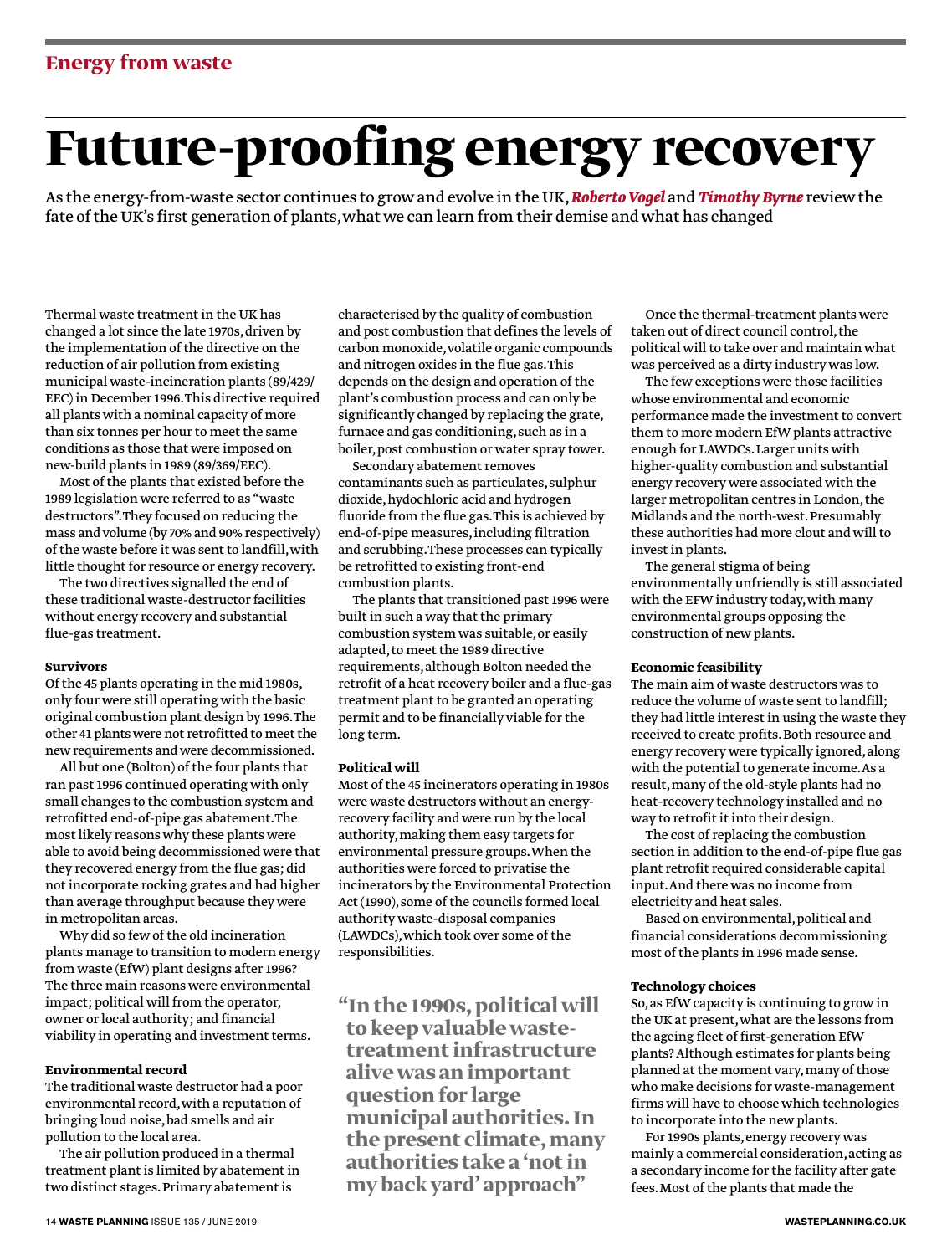Energy from waste

# Future-proofing energy recovery

As the energy-from-waste sector continues to grow and evolve in the UK, ***Roberto Vogel*** and ***Timothy Byrne*** review the fate of the UK's first generation of plants, what we can learn from their demise and what has changed

Thermal waste treatment in the UK has changed a lot since the late 1970s, driven by the implementation of the directive on the reduction of air pollution from existing municipal waste-incineration plants (89/429/EEC) in December 1996. This directive required all plants with a nominal capacity of more than six tonnes per hour to meet the same conditions as those that were imposed on new-build plants in 1989 (89/369/EEC).

Most of the plants that existed before the 1989 legislation were referred to as "waste destructors". They focused on reducing the mass and volume (by 70% and 90% respectively) of the waste before it was sent to landfill, with little thought for resource or energy recovery.

The two directives signalled the end of these traditional waste-destructor facilities without energy recovery and substantial flue-gas treatment.

**Survivors**

Of the 45 plants operating in the mid 1980s, only four were still operating with the basic original combustion plant design by 1996. The other 41 plants were not retrofitted to meet the new requirements and were decommissioned.

All but one (Bolton) of the four plants that ran past 1996 continued operating with only small changes to the combustion system and retrofitted end-of-pipe gas abatement. The most likely reasons why these plants were able to avoid being decommissioned were that they recovered energy from the flue gas; did not incorporate rocking grates and had higher than average throughput because they were in metropolitan areas.

Why did so few of the old incineration plants manage to transition to modern energy from waste (EfW) plant designs after 1996? The three main reasons were environmental impact; political will from the operator, owner or local authority; and financial viability in operating and investment terms.

**Environmental record**

The traditional waste destructor had a poor environmental record, with a reputation of bringing loud noise, bad smells and air pollution to the local area.

The air pollution produced in a thermal treatment plant is limited by abatement in two distinct stages. Primary abatement is characterised by the quality of combustion and post combustion that defines the levels of carbon monoxide, volatile organic compounds and nitrogen oxides in the flue gas. This depends on the design and operation of the plant's combustion process and can only be significantly changed by replacing the grate, furnace and gas conditioning, such as in a boiler, post combustion or water spray tower.

Secondary abatement removes contaminants such as particulates, sulphur dioxide, hydrochloric acid and hydrogen fluoride from the flue gas. This is achieved by end-of-pipe measures, including filtration and scrubbing. These processes can typically be retrofitted to existing front-end combustion plants.

The plants that transitioned past 1996 were built in such a way that the primary combustion system was suitable, or easily adapted, to meet the 1989 directive requirements, although Bolton needed the retrofit of a heat recovery boiler and a flue-gas treatment plant to be granted an operating permit and to be financially viable for the long term.

**Political will**

Most of the 45 incinerators operating in 1980s were waste destructors without an energy-recovery facility and were run by the local authority, making them easy targets for environmental pressure groups. When the authorities were forced to privatise the incinerators by the Environmental Protection Act (1990), some of the councils formed local authority waste-disposal companies (LAWDCs), which took over some of the responsibilities.

> "In the 1990s, political will to keep valuable waste-treatment infrastructure alive was an important question for large municipal authorities. In the present climate, many authorities take a 'not in my back yard' approach"

Once the thermal-treatment plants were taken out of direct council control, the political will to take over and maintain what was perceived as a dirty industry was low.

The few exceptions were those facilities whose environmental and economic performance made the investment to convert them to more modern EfW plants attractive enough for LAWDCs. Larger units with higher-quality combustion and substantial energy recovery were associated with the larger metropolitan centres in London, the Midlands and the north-west. Presumably these authorities had more clout and will to invest in plants.

The general stigma of being environmentally unfriendly is still associated with the EFW industry today, with many environmental groups opposing the construction of new plants.

**Economic feasibility**

The main aim of waste destructors was to reduce the volume of waste sent to landfill; they had little interest in using the waste they received to create profits. Both resource and energy recovery were typically ignored, along with the potential to generate income. As a result, many of the old-style plants had no heat-recovery technology installed and no way to retrofit it into their design.

The cost of replacing the combustion section in addition to the end-of-pipe flue gas plant retrofit required considerable capital input. And there was no income from electricity and heat sales.

Based on environmental, political and financial considerations decommissioning most of the plants in 1996 made sense.

**Technology choices**

So, as EfW capacity is continuing to grow in the UK at present, what are the lessons from the ageing fleet of first-generation EfW plants? Although estimates for plants being planned at the moment vary, many of those who make decisions for waste-management firms will have to choose which technologies to incorporate into the new plants.

For 1990s plants, energy recovery was mainly a commercial consideration, acting as a secondary income for the facility after gate fees. Most of the plants that made the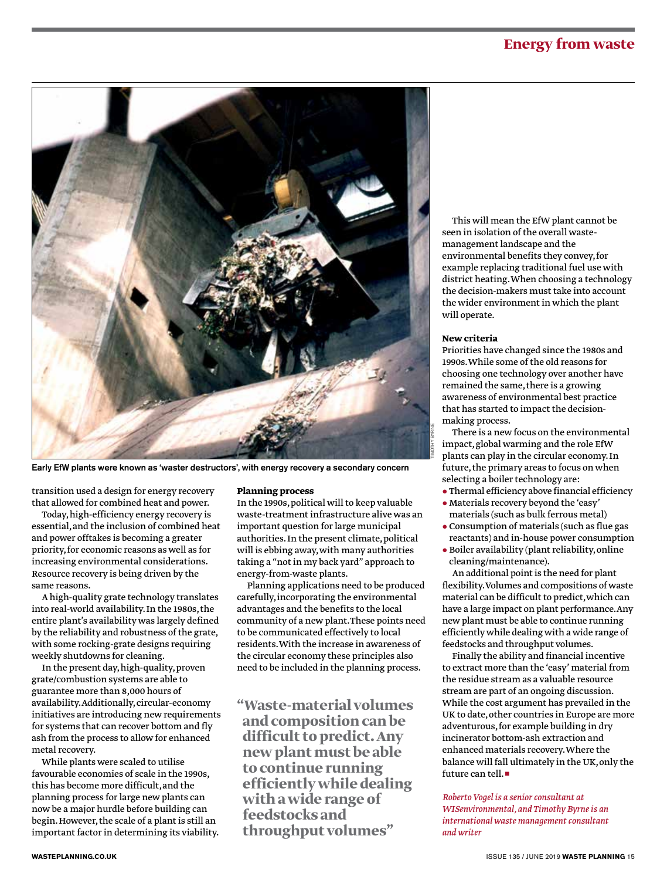Early EfW plants were known as 'waster destructors', with energy recovery a secondary concern

transition used a design for energy recovery that allowed for combined heat and power.

Today, high-efficiency energy recovery is essential, and the inclusion of combined heat and power offtakes is becoming a greater priority, for economic reasons as well as for increasing environmental considerations. Resource recovery is being driven by the same reasons.

A high-quality grate technology translates into real-world availability. In the 1980s, the entire plant's availability was largely defined by the reliability and robustness of the grate, with some rocking-grate designs requiring weekly shutdowns for cleaning.

In the present day, high-quality, proven grate/combustion systems are able to guarantee more than 8,000 hours of availability. Additionally, circular-economy initiatives are introducing new requirements for systems that can recover bottom and fly ash from the process to allow for enhanced metal recovery.

While plants were scaled to utilise favourable economies of scale in the 1990s, this has become more difficult, and the planning process for large new plants can now be a major hurdle before building can begin. However, the scale of a plant is still an important factor in determining its viability.

### Planning process

In the 1990s, political will to keep valuable waste-treatment infrastructure alive was an important question for large municipal authorities. In the present climate, political will is ebbing away, with many authorities taking a "not in my back yard" approach to energy-from-waste plants.

Planning applications need to be produced carefully, incorporating the environmental advantages and the benefits to the local community of a new plant. These points need to be communicated effectively to local residents. With the increase in awareness of the circular economy these principles also need to be included in the planning process.

> "Waste-material volumes and composition can be difficult to predict. Any new plant must be able to continue running efficiently while dealing with a wide range of feedstocks and throughput volumes"

This will mean the EfW plant cannot be seen in isolation of the overall waste-management landscape and the environmental benefits they convey, for example replacing traditional fuel use with district heating. When choosing a technology the decision-makers must take into account the wider environment in which the plant will operate.

### New criteria

Priorities have changed since the 1980s and 1990s. While some of the old reasons for choosing one technology over another have remained the same, there is a growing awareness of environmental best practice that has started to impact the decision-making process.

There is a new focus on the environmental impact, global warming and the role EfW plants can play in the circular economy. In future, the primary areas to focus on when selecting a boiler technology are:

- Thermal efficiency above financial efficiency
- Materials recovery beyond the 'easy' materials (such as bulk ferrous metal)
- Consumption of materials (such as flue gas reactants) and in-house power consumption
- Boiler availability (plant reliability, online cleaning/maintenance).

An additional point is the need for plant flexibility. Volumes and compositions of waste material can be difficult to predict, which can have a large impact on plant performance. Any new plant must be able to continue running efficiently while dealing with a wide range of feedstocks and throughput volumes.

Finally the ability and financial incentive to extract more than the 'easy' material from the residue stream as a valuable resource stream are part of an ongoing discussion. While the cost argument has prevailed in the UK to date, other countries in Europe are more adventurous, for example building in dry incinerator bottom-ash extraction and enhanced materials recovery. Where the balance will fall ultimately in the UK, only the future can tell. ■

*Roberto Vogel is a senior consultant at WIS environmental, and Timothy Byrne is an international waste management consultant and writer*